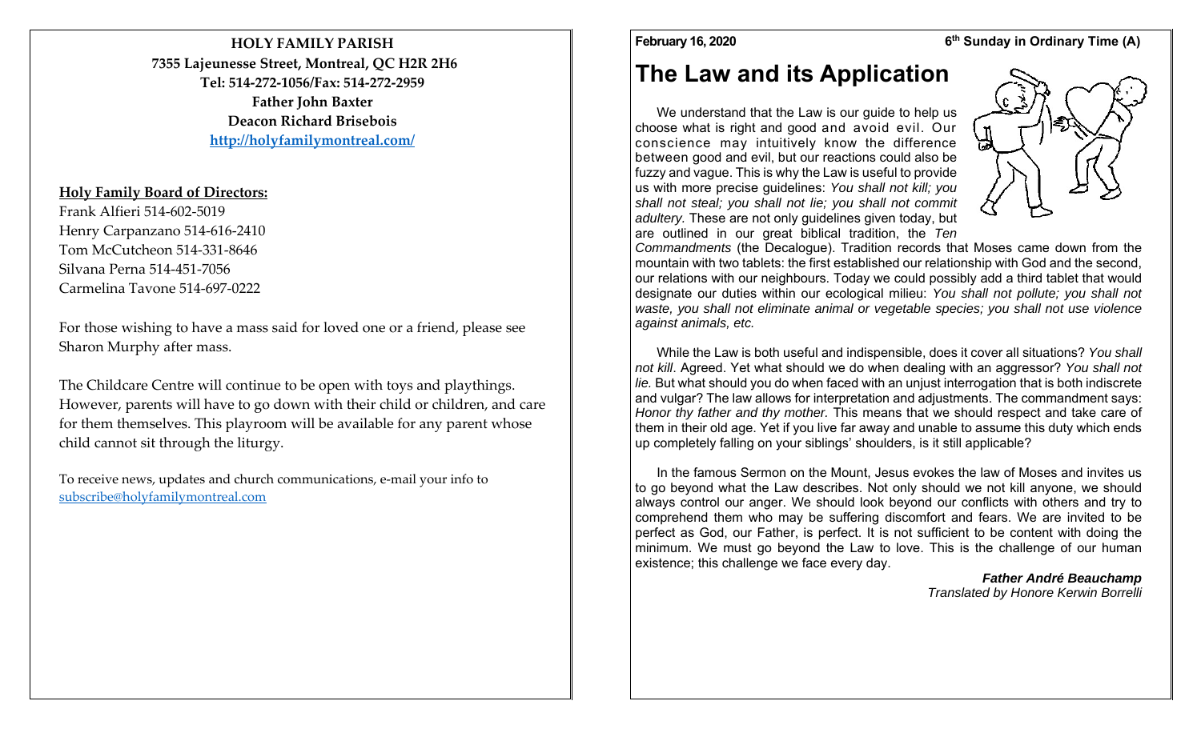**HOLY FAMILY PARISH**
**7355 Lajeunesse Street, Montreal, QC H2R 2H6**
**Tel: 514-272-1056/Fax: 514-272-2959**
**Father John Baxter**
**Deacon Richard Brisebois**
**http://holyfamilymontreal.com/**

**Holy Family Board of Directors:**
Frank Alfieri 514-602-5019
Henry Carpanzano 514-616-2410
Tom McCutcheon 514-331-8646
Silvana Perna 514-451-7056
Carmelina Tavone 514-697-0222

For those wishing to have a mass said for loved one or a friend, please see Sharon Murphy after mass.

The Childcare Centre will continue to be open with toys and playthings. However, parents will have to go down with their child or children, and care for them themselves. This playroom will be available for any parent whose child cannot sit through the liturgy.

To receive news, updates and church communications, e-mail your info to subscribe@holyfamilymontreal.com

**February 16, 2020** **6th Sunday in Ordinary Time (A)**

# The Law and its Application

We understand that the Law is our guide to help us choose what is right and good and avoid evil. Our conscience may intuitively know the difference between good and evil, but our reactions could also be fuzzy and vague. This is why the Law is useful to provide us with more precise guidelines: *You shall not kill; you shall not steal; you shall not lie; you shall not commit adultery.* These are not only guidelines given today, but are outlined in our great biblical tradition, the *Ten Commandments* (the Decalogue). Tradition records that Moses came down from the mountain with two tablets: the first established our relationship with God and the second, our relations with our neighbours. Today we could possibly add a third tablet that would designate our duties within our ecological milieu: *You shall not pollute; you shall not waste, you shall not eliminate animal or vegetable species; you shall not use violence against animals, etc.*

While the Law is both useful and indispensible, does it cover all situations? *You shall not kill*. Agreed. Yet what should we do when dealing with an aggressor? *You shall not lie.* But what should you do when faced with an unjust interrogation that is both indiscrete and vulgar? The law allows for interpretation and adjustments. The commandment says: *Honor thy father and thy mother.* This means that we should respect and take care of them in their old age. Yet if you live far away and unable to assume this duty which ends up completely falling on your siblings' shoulders, is it still applicable?

In the famous Sermon on the Mount, Jesus evokes the law of Moses and invites us to go beyond what the Law describes. Not only should we not kill anyone, we should always control our anger. We should look beyond our conflicts with others and try to comprehend them who may be suffering discomfort and fears. We are invited to be perfect as God, our Father, is perfect. It is not sufficient to be content with doing the minimum. We must go beyond the Law to love. This is the challenge of our human existence; this challenge we face every day.

***Father André Beauchamp***
*Translated by Honore Kerwin Borrelli*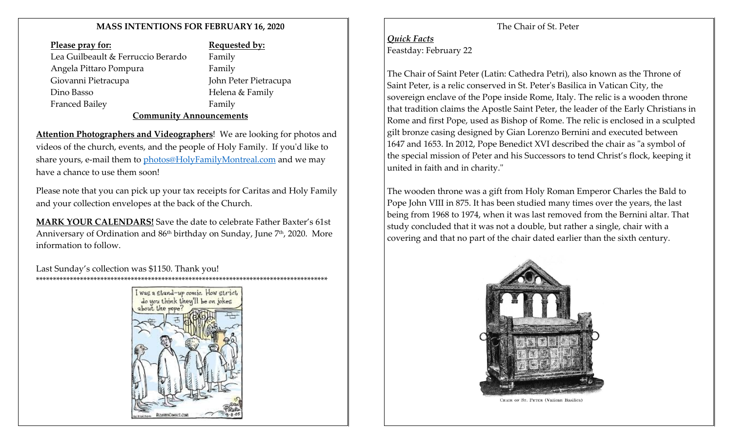## MASS INTENTIONS FOR FEBRUARY 16, 2020

| Please pray for: | Requested by: |
|---|---|
| Lea Guilbeault & Ferruccio Berardo | Family |
| Angela Pittaro Pompura | Family |
| Giovanni Pietracupa | John Peter Pietracupa |
| Dino Basso | Helena & Family |
| Franced Bailey | Family |

### Community Announcements

**Attention Photographers and Videographers**! We are looking for photos and videos of the church, events, and the people of Holy Family. If you'd like to share yours, e-mail them to photos@HolyFamilyMontreal.com and we may have a chance to use them soon!

Please note that you can pick up your tax receipts for Caritas and Holy Family and your collection envelopes at the back of the Church.

**MARK YOUR CALENDARS!** Save the date to celebrate Father Baxter's 61st Anniversary of Ordination and 86th birthday on Sunday, June 7th, 2020. More information to follow.

Last Sunday's collection was $1150. Thank you!

*************************************************************************************

I was a stand-up comic. How strict do you think they'll be on jokes about the pope?

## The Chair of St. Peter

***Quick Facts***

Feastday: February 22

The Chair of Saint Peter (Latin: Cathedra Petri), also known as the Throne of Saint Peter, is a relic conserved in St. Peter's Basilica in Vatican City, the sovereign enclave of the Pope inside Rome, Italy. The relic is a wooden throne that tradition claims the Apostle Saint Peter, the leader of the Early Christians in Rome and first Pope, used as Bishop of Rome. The relic is enclosed in a sculpted gilt bronze casing designed by Gian Lorenzo Bernini and executed between 1647 and 1653. In 2012, Pope Benedict XVI described the chair as "a symbol of the special mission of Peter and his Successors to tend Christ's flock, keeping it united in faith and in charity."

The wooden throne was a gift from Holy Roman Emperor Charles the Bald to Pope John VIII in 875. It has been studied many times over the years, the last being from 1968 to 1974, when it was last removed from the Bernini altar. That study concluded that it was not a double, but rather a single, chair with a covering and that no part of the chair dated earlier than the sixth century.

CHAIR OF ST. PETER (Vatican Basilica)